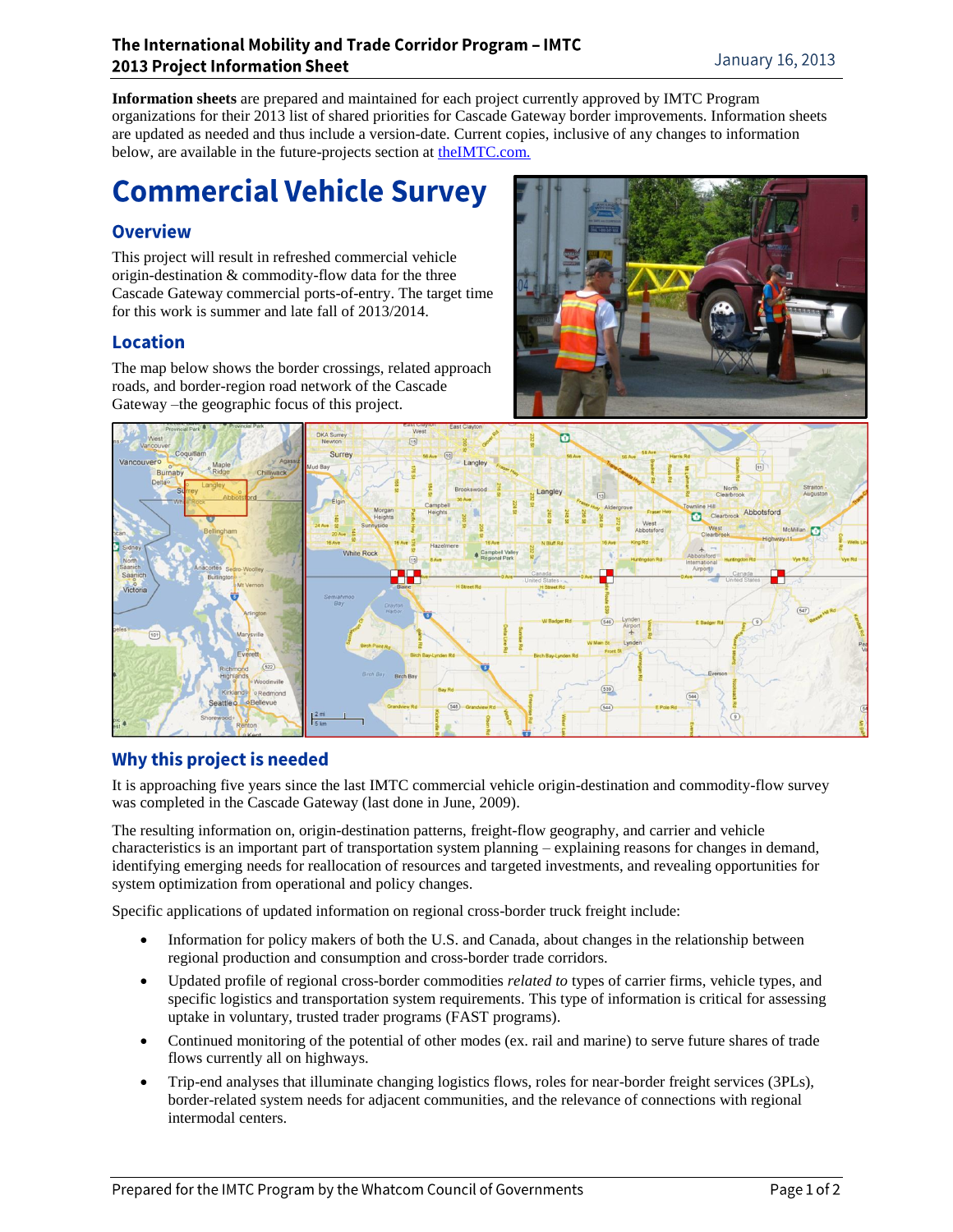**Information sheets** are prepared and maintained for each project currently approved by IMTC Program organizations for their 2013 list of shared priorities for Cascade Gateway border improvements. Information sheets are updated as needed and thus include a version-date. Current copies, inclusive of any changes to information below, are available in the future-projects section at theIMTC.com.

# Commercial Vehicle Survey

## Overview

This project will result in refreshed commercial vehicle origin-destination & commodity-flow data for the three Cascade Gateway commercial ports-of-entry. The target time for this work is summer and late fall of 2013/2014.

## Location

The map below shows the border crossings, related approach roads, and border-region road network of the Cascade Gateway –the geographic focus of this project.

## Why this project is needed

It is approaching five years since the last IMTC commercial vehicle origin-destination and commodity-flow survey was completed in the Cascade Gateway (last done in June, 2009).

The resulting information on, origin-destination patterns, freight-flow geography, and carrier and vehicle characteristics is an important part of transportation system planning – explaining reasons for changes in demand, identifying emerging needs for reallocation of resources and targeted investments, and revealing opportunities for system optimization from operational and policy changes.

Specific applications of updated information on regional cross-border truck freight include:

- Information for policy makers of both the U.S. and Canada, about changes in the relationship between regional production and consumption and cross-border trade corridors.
- Updated profile of regional cross-border commodities *related to* types of carrier firms, vehicle types, and specific logistics and transportation system requirements. This type of information is critical for assessing uptake in voluntary, trusted trader programs (FAST programs).
- Continued monitoring of the potential of other modes (ex. rail and marine) to serve future shares of trade flows currently all on highways.
- Trip-end analyses that illuminate changing logistics flows, roles for near-border freight services (3PLs), border-related system needs for adjacent communities, and the relevance of connections with regional intermodal centers.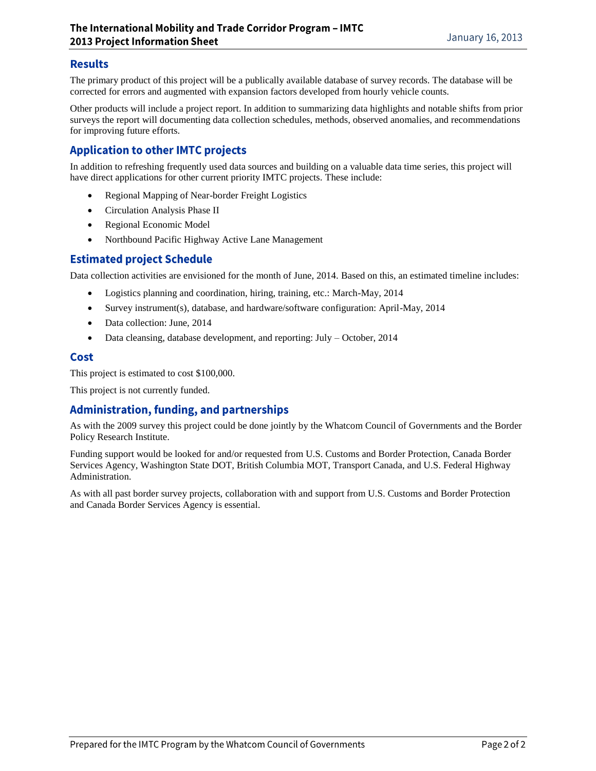## Results

The primary product of this project will be a publically available database of survey records. The database will be corrected for errors and augmented with expansion factors developed from hourly vehicle counts.

Other products will include a project report. In addition to summarizing data highlights and notable shifts from prior surveys the report will documenting data collection schedules, methods, observed anomalies, and recommendations for improving future efforts.

## Application to other IMTC projects

In addition to refreshing frequently used data sources and building on a valuable data time series, this project will have direct applications for other current priority IMTC projects. These include:

- Regional Mapping of Near-border Freight Logistics
- Circulation Analysis Phase II
- Regional Economic Model
- Northbound Pacific Highway Active Lane Management

## Estimated project Schedule

Data collection activities are envisioned for the month of June, 2014. Based on this, an estimated timeline includes:

- Logistics planning and coordination, hiring, training, etc.: March-May, 2014
- Survey instrument(s), database, and hardware/software configuration: April-May, 2014
- Data collection: June, 2014
- Data cleansing, database development, and reporting: July – October, 2014

## Cost

This project is estimated to cost $100,000.

This project is not currently funded.

## Administration, funding, and partnerships

As with the 2009 survey this project could be done jointly by the Whatcom Council of Governments and the Border Policy Research Institute.

Funding support would be looked for and/or requested from U.S. Customs and Border Protection, Canada Border Services Agency, Washington State DOT, British Columbia MOT, Transport Canada, and U.S. Federal Highway Administration.

As with all past border survey projects, collaboration with and support from U.S. Customs and Border Protection and Canada Border Services Agency is essential.